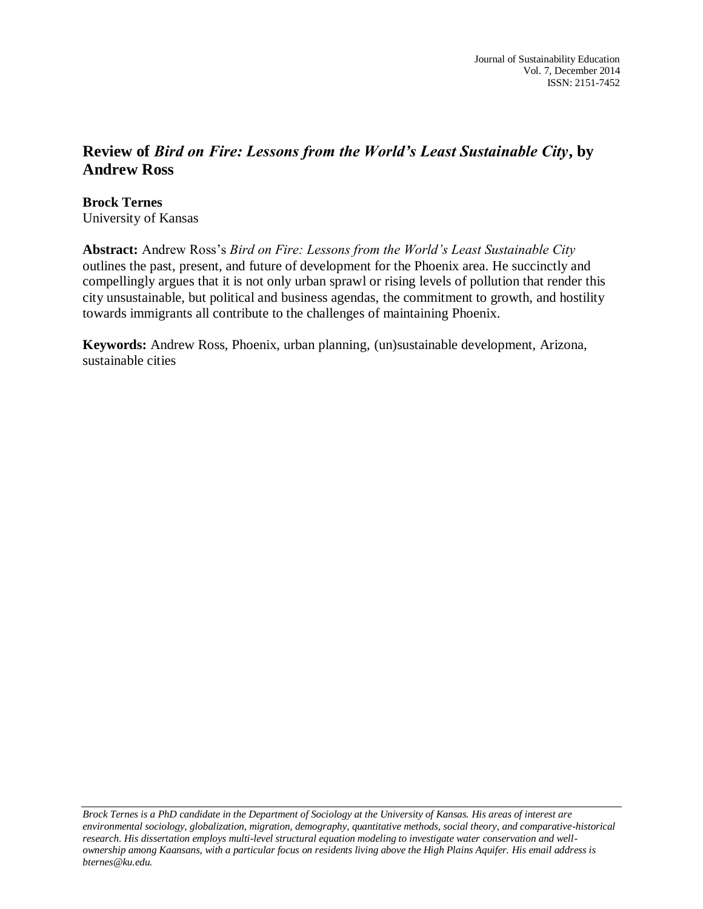Journal of Sustainability Education
Vol. 7, December 2014
ISSN: 2151-7452

# Review of *Bird on Fire: Lessons from the World's Least Sustainable City*, by Andrew Ross

**Brock Ternes**
University of Kansas

**Abstract:** Andrew Ross's *Bird on Fire: Lessons from the World's Least Sustainable City* outlines the past, present, and future of development for the Phoenix area. He succinctly and compellingly argues that it is not only urban sprawl or rising levels of pollution that render this city unsustainable, but political and business agendas, the commitment to growth, and hostility towards immigrants all contribute to the challenges of maintaining Phoenix.

**Keywords:** Andrew Ross, Phoenix, urban planning, (un)sustainable development, Arizona, sustainable cities

*Brock Ternes is a PhD candidate in the Department of Sociology at the University of Kansas. His areas of interest are environmental sociology, globalization, migration, demography, quantitative methods, social theory, and comparative-historical research. His dissertation employs multi-level structural equation modeling to investigate water conservation and well-ownership among Kaansans, with a particular focus on residents living above the High Plains Aquifer. His email address is bternes@ku.edu.*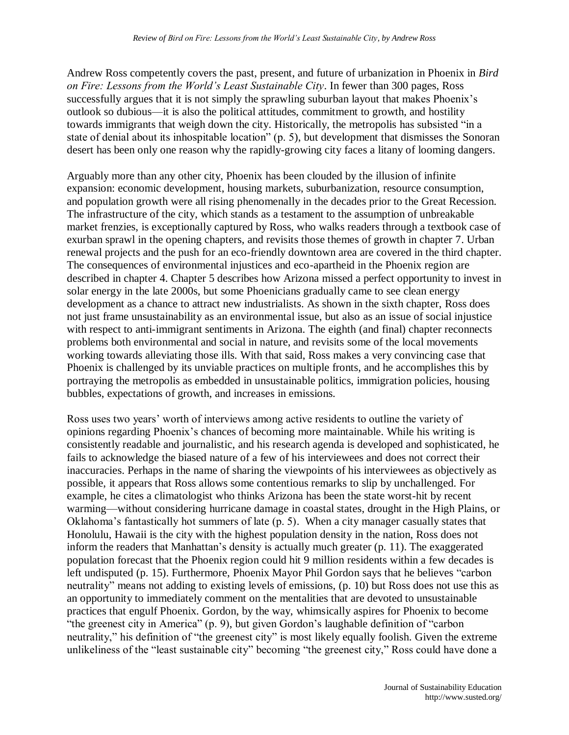Andrew Ross competently covers the past, present, and future of urbanization in Phoenix in *Bird on Fire: Lessons from the World's Least Sustainable City*. In fewer than 300 pages, Ross successfully argues that it is not simply the sprawling suburban layout that makes Phoenix's outlook so dubious—it is also the political attitudes, commitment to growth, and hostility towards immigrants that weigh down the city. Historically, the metropolis has subsisted "in a state of denial about its inhospitable location" (p. 5), but development that dismisses the Sonoran desert has been only one reason why the rapidly-growing city faces a litany of looming dangers.

Arguably more than any other city, Phoenix has been clouded by the illusion of infinite expansion: economic development, housing markets, suburbanization, resource consumption, and population growth were all rising phenomenally in the decades prior to the Great Recession. The infrastructure of the city, which stands as a testament to the assumption of unbreakable market frenzies, is exceptionally captured by Ross, who walks readers through a textbook case of exurban sprawl in the opening chapters, and revisits those themes of growth in chapter 7. Urban renewal projects and the push for an eco-friendly downtown area are covered in the third chapter. The consequences of environmental injustices and eco-apartheid in the Phoenix region are described in chapter 4. Chapter 5 describes how Arizona missed a perfect opportunity to invest in solar energy in the late 2000s, but some Phoenicians gradually came to see clean energy development as a chance to attract new industrialists. As shown in the sixth chapter, Ross does not just frame unsustainability as an environmental issue, but also as an issue of social injustice with respect to anti-immigrant sentiments in Arizona. The eighth (and final) chapter reconnects problems both environmental and social in nature, and revisits some of the local movements working towards alleviating those ills. With that said, Ross makes a very convincing case that Phoenix is challenged by its unviable practices on multiple fronts, and he accomplishes this by portraying the metropolis as embedded in unsustainable politics, immigration policies, housing bubbles, expectations of growth, and increases in emissions.

Ross uses two years' worth of interviews among active residents to outline the variety of opinions regarding Phoenix's chances of becoming more maintainable. While his writing is consistently readable and journalistic, and his research agenda is developed and sophisticated, he fails to acknowledge the biased nature of a few of his interviewees and does not correct their inaccuracies. Perhaps in the name of sharing the viewpoints of his interviewees as objectively as possible, it appears that Ross allows some contentious remarks to slip by unchallenged. For example, he cites a climatologist who thinks Arizona has been the state worst-hit by recent warming—without considering hurricane damage in coastal states, drought in the High Plains, or Oklahoma's fantastically hot summers of late (p. 5). When a city manager casually states that Honolulu, Hawaii is the city with the highest population density in the nation, Ross does not inform the readers that Manhattan's density is actually much greater (p. 11). The exaggerated population forecast that the Phoenix region could hit 9 million residents within a few decades is left undisputed (p. 15). Furthermore, Phoenix Mayor Phil Gordon says that he believes "carbon neutrality" means not adding to existing levels of emissions, (p. 10) but Ross does not use this as an opportunity to immediately comment on the mentalities that are devoted to unsustainable practices that engulf Phoenix. Gordon, by the way, whimsically aspires for Phoenix to become "the greenest city in America" (p. 9), but given Gordon's laughable definition of "carbon neutrality," his definition of "the greenest city" is most likely equally foolish. Given the extreme unlikeliness of the "least sustainable city" becoming "the greenest city," Ross could have done a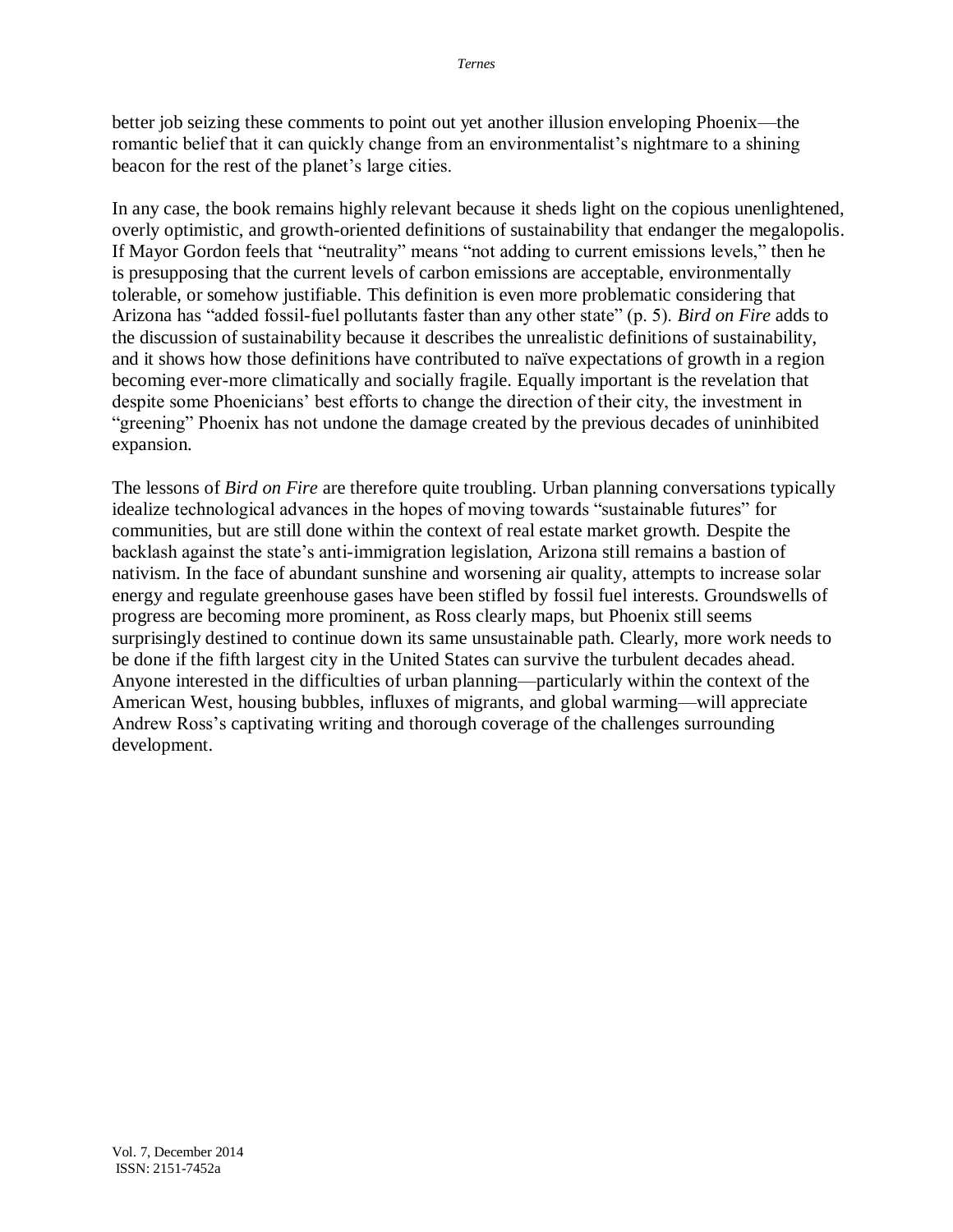better job seizing these comments to point out yet another illusion enveloping Phoenix—the romantic belief that it can quickly change from an environmentalist's nightmare to a shining beacon for the rest of the planet's large cities.

In any case, the book remains highly relevant because it sheds light on the copious unenlightened, overly optimistic, and growth-oriented definitions of sustainability that endanger the megalopolis. If Mayor Gordon feels that "neutrality" means "not adding to current emissions levels," then he is presupposing that the current levels of carbon emissions are acceptable, environmentally tolerable, or somehow justifiable. This definition is even more problematic considering that Arizona has "added fossil-fuel pollutants faster than any other state" (p. 5). *Bird on Fire* adds to the discussion of sustainability because it describes the unrealistic definitions of sustainability, and it shows how those definitions have contributed to naïve expectations of growth in a region becoming ever-more climatically and socially fragile. Equally important is the revelation that despite some Phoenicians' best efforts to change the direction of their city, the investment in "greening" Phoenix has not undone the damage created by the previous decades of uninhibited expansion.

The lessons of *Bird on Fire* are therefore quite troubling. Urban planning conversations typically idealize technological advances in the hopes of moving towards "sustainable futures" for communities, but are still done within the context of real estate market growth. Despite the backlash against the state's anti-immigration legislation, Arizona still remains a bastion of nativism. In the face of abundant sunshine and worsening air quality, attempts to increase solar energy and regulate greenhouse gases have been stifled by fossil fuel interests. Groundswells of progress are becoming more prominent, as Ross clearly maps, but Phoenix still seems surprisingly destined to continue down its same unsustainable path. Clearly, more work needs to be done if the fifth largest city in the United States can survive the turbulent decades ahead. Anyone interested in the difficulties of urban planning—particularly within the context of the American West, housing bubbles, influxes of migrants, and global warming—will appreciate Andrew Ross's captivating writing and thorough coverage of the challenges surrounding development.